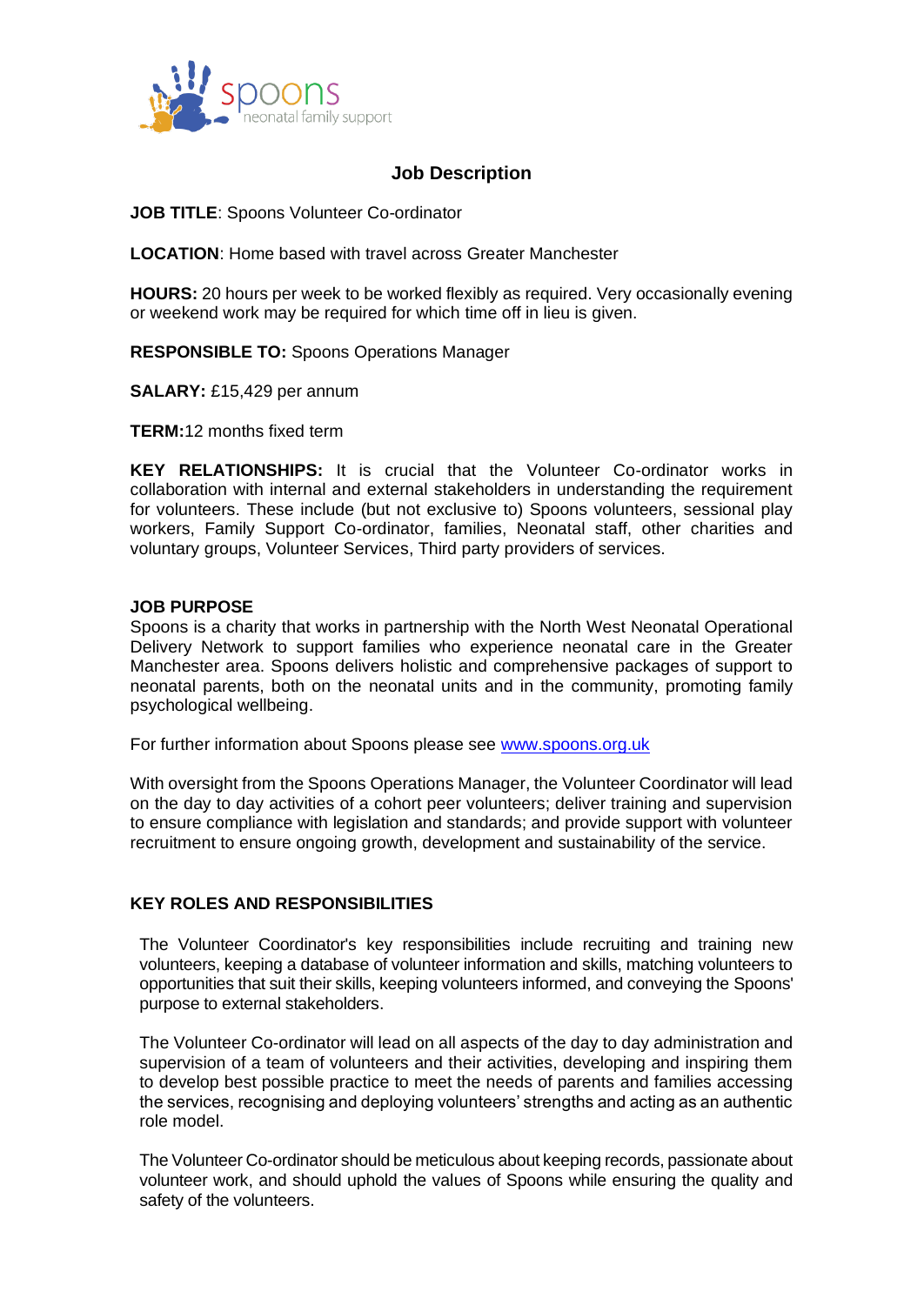spoons
neonatal family support

# Job Description

**JOB TITLE**: Spoons Volunteer Co-ordinator

**LOCATION**: Home based with travel across Greater Manchester

**HOURS:** 20 hours per week to be worked flexibly as required. Very occasionally evening or weekend work may be required for which time off in lieu is given.

**RESPONSIBLE TO:** Spoons Operations Manager

**SALARY:** £15,429 per annum

**TERM:**12 months fixed term

**KEY RELATIONSHIPS:** It is crucial that the Volunteer Co-ordinator works in collaboration with internal and external stakeholders in understanding the requirement for volunteers. These include (but not exclusive to) Spoons volunteers, sessional play workers, Family Support Co-ordinator, families, Neonatal staff, other charities and voluntary groups, Volunteer Services, Third party providers of services.

## JOB PURPOSE

Spoons is a charity that works in partnership with the North West Neonatal Operational Delivery Network to support families who experience neonatal care in the Greater Manchester area. Spoons delivers holistic and comprehensive packages of support to neonatal parents, both on the neonatal units and in the community, promoting family psychological wellbeing.

For further information about Spoons please see [www.spoons.org.uk](http://www.spoons.org.uk)

With oversight from the Spoons Operations Manager, the Volunteer Coordinator will lead on the day to day activities of a cohort peer volunteers; deliver training and supervision to ensure compliance with legislation and standards; and provide support with volunteer recruitment to ensure ongoing growth, development and sustainability of the service.

## KEY ROLES AND RESPONSIBILITIES

The Volunteer Coordinator's key responsibilities include recruiting and training new volunteers, keeping a database of volunteer information and skills, matching volunteers to opportunities that suit their skills, keeping volunteers informed, and conveying the Spoons' purpose to external stakeholders.

The Volunteer Co-ordinator will lead on all aspects of the day to day administration and supervision of a team of volunteers and their activities, developing and inspiring them to develop best possible practice to meet the needs of parents and families accessing the services, recognising and deploying volunteers' strengths and acting as an authentic role model.

The Volunteer Co-ordinator should be meticulous about keeping records, passionate about volunteer work, and should uphold the values of Spoons while ensuring the quality and safety of the volunteers.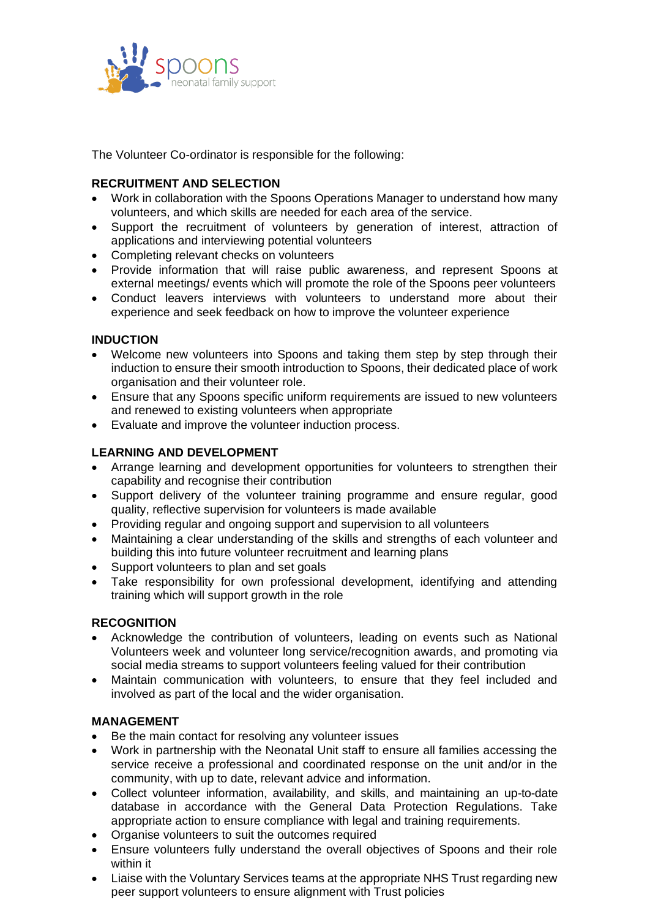The Volunteer Co-ordinator is responsible for the following:

**RECRUITMENT AND SELECTION**

- Work in collaboration with the Spoons Operations Manager to understand how many volunteers, and which skills are needed for each area of the service.
- Support the recruitment of volunteers by generation of interest, attraction of applications and interviewing potential volunteers
- Completing relevant checks on volunteers
- Provide information that will raise public awareness, and represent Spoons at external meetings/ events which will promote the role of the Spoons peer volunteers
- Conduct leavers interviews with volunteers to understand more about their experience and seek feedback on how to improve the volunteer experience

**INDUCTION**

- Welcome new volunteers into Spoons and taking them step by step through their induction to ensure their smooth introduction to Spoons, their dedicated place of work organisation and their volunteer role.
- Ensure that any Spoons specific uniform requirements are issued to new volunteers and renewed to existing volunteers when appropriate
- Evaluate and improve the volunteer induction process.

**LEARNING AND DEVELOPMENT**

- Arrange learning and development opportunities for volunteers to strengthen their capability and recognise their contribution
- Support delivery of the volunteer training programme and ensure regular, good quality, reflective supervision for volunteers is made available
- Providing regular and ongoing support and supervision to all volunteers
- Maintaining a clear understanding of the skills and strengths of each volunteer and building this into future volunteer recruitment and learning plans
- Support volunteers to plan and set goals
- Take responsibility for own professional development, identifying and attending training which will support growth in the role

**RECOGNITION**

- Acknowledge the contribution of volunteers, leading on events such as National Volunteers week and volunteer long service/recognition awards, and promoting via social media streams to support volunteers feeling valued for their contribution
- Maintain communication with volunteers, to ensure that they feel included and involved as part of the local and the wider organisation.

**MANAGEMENT**

- Be the main contact for resolving any volunteer issues
- Work in partnership with the Neonatal Unit staff to ensure all families accessing the service receive a professional and coordinated response on the unit and/or in the community, with up to date, relevant advice and information.
- Collect volunteer information, availability, and skills, and maintaining an up-to-date database in accordance with the General Data Protection Regulations. Take appropriate action to ensure compliance with legal and training requirements.
- Organise volunteers to suit the outcomes required
- Ensure volunteers fully understand the overall objectives of Spoons and their role within it
- Liaise with the Voluntary Services teams at the appropriate NHS Trust regarding new peer support volunteers to ensure alignment with Trust policies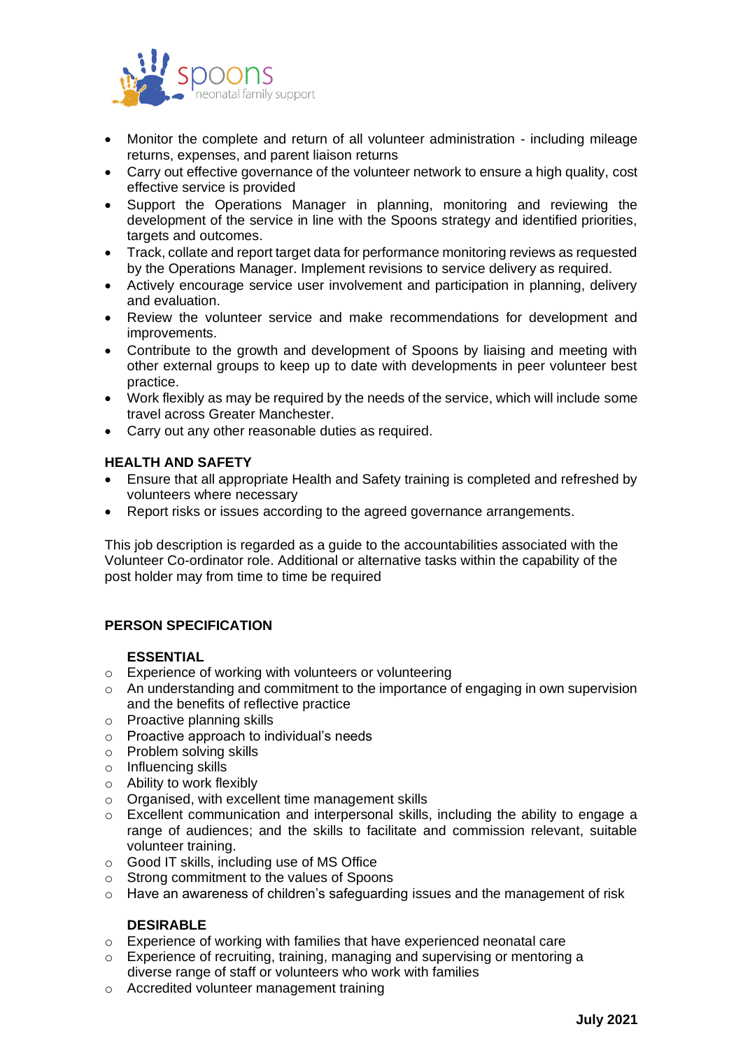- Monitor the complete and return of all volunteer administration - including mileage returns, expenses, and parent liaison returns
- Carry out effective governance of the volunteer network to ensure a high quality, cost effective service is provided
- Support the Operations Manager in planning, monitoring and reviewing the development of the service in line with the Spoons strategy and identified priorities, targets and outcomes.
- Track, collate and report target data for performance monitoring reviews as requested by the Operations Manager. Implement revisions to service delivery as required.
- Actively encourage service user involvement and participation in planning, delivery and evaluation.
- Review the volunteer service and make recommendations for development and improvements.
- Contribute to the growth and development of Spoons by liaising and meeting with other external groups to keep up to date with developments in peer volunteer best practice.
- Work flexibly as may be required by the needs of the service, which will include some travel across Greater Manchester.
- Carry out any other reasonable duties as required.

**HEALTH AND SAFETY**

- Ensure that all appropriate Health and Safety training is completed and refreshed by volunteers where necessary
- Report risks or issues according to the agreed governance arrangements.

This job description is regarded as a guide to the accountabilities associated with the Volunteer Co-ordinator role. Additional or alternative tasks within the capability of the post holder may from time to time be required

## PERSON SPECIFICATION

### ESSENTIAL

- Experience of working with volunteers or volunteering
- An understanding and commitment to the importance of engaging in own supervision and the benefits of reflective practice
- Proactive planning skills
- Proactive approach to individual's needs
- Problem solving skills
- Influencing skills
- Ability to work flexibly
- Organised, with excellent time management skills
- Excellent communication and interpersonal skills, including the ability to engage a range of audiences; and the skills to facilitate and commission relevant, suitable volunteer training.
- Good IT skills, including use of MS Office
- Strong commitment to the values of Spoons
- Have an awareness of children's safeguarding issues and the management of risk

### DESIRABLE

- Experience of working with families that have experienced neonatal care
- Experience of recruiting, training, managing and supervising or mentoring a diverse range of staff or volunteers who work with families
- Accredited volunteer management training

**July 2021**